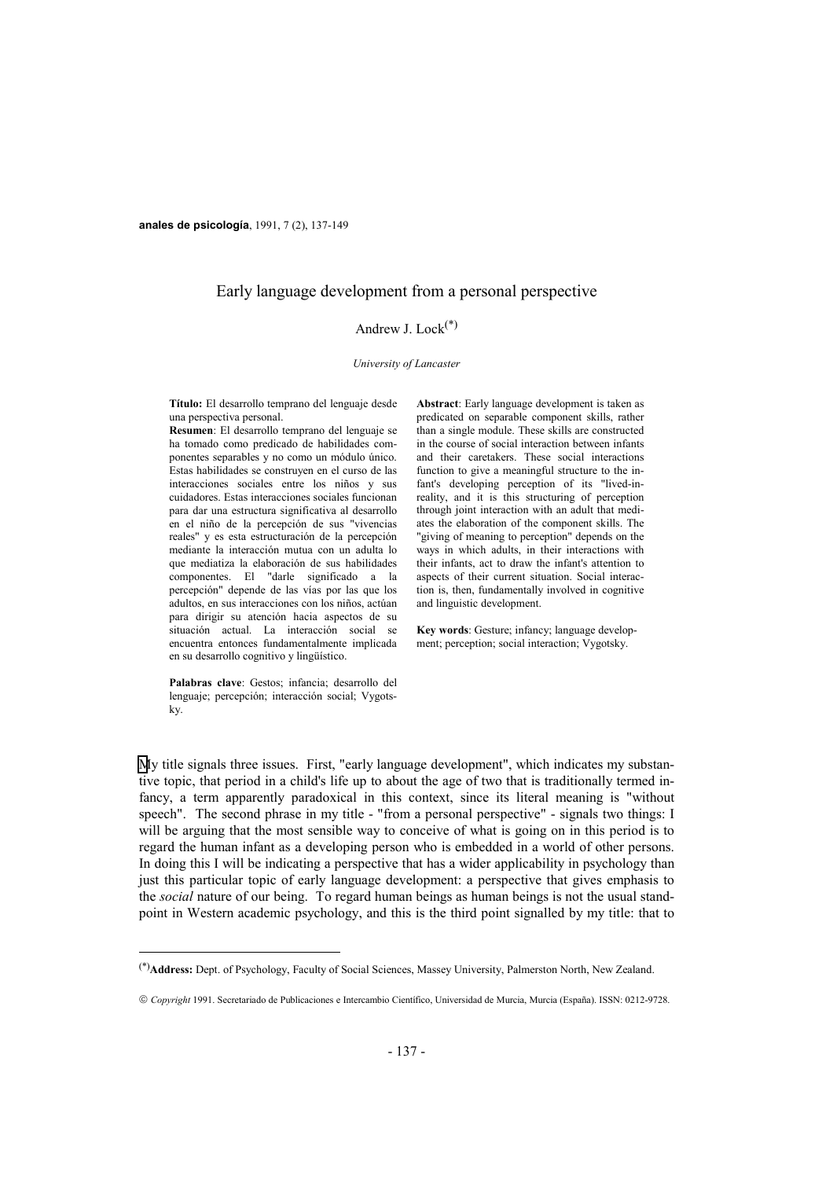# Early language development from a personal perspective

Andrew J. Lock[(*)]

*University of Lancaster*

**Título:** El desarrollo temprano del lenguaje desde una perspectiva personal.

**Resumen**: El desarrollo temprano del lenguaje se ha tomado como predicado de habilidades componentes separables y no como un módulo único. Estas habilidades se construyen en el curso de las interacciones sociales entre los niños y sus cuidadores. Estas interacciones sociales funcionan para dar una estructura significativa al desarrollo en el niño de la percepción de sus "vivencias reales" y es esta estructuración de la percepción mediante la interacción mutua con un adulta lo que mediatiza la elaboración de sus habilidades componentes. El "darle significado a la percepción" depende de las vías por las que los adultos, en sus interacciones con los niños, actúan para dirigir su atención hacia aspectos de su situación actual. La interacción social se encuentra entonces fundamentalmente implicada en su desarrollo cognitivo y lingüístico.

**Palabras clave**: Gestos; infancia; desarrollo del lenguaje; percepción; interacción social; Vygotsky.

**Abstract**: Early language development is taken as predicated on separable component skills, rather than a single module. These skills are constructed in the course of social interaction between infants and their caretakers. These social interactions function to give a meaningful structure to the infant's developing perception of its "lived-in-reality, and it is this structuring of perception through joint interaction with an adult that mediates the elaboration of the component skills. The "giving of meaning to perception" depends on the ways in which adults, in their interactions with their infants, act to draw the infant's attention to aspects of their current situation. Social interaction is, then, fundamentally involved in cognitive and linguistic development.

**Key words**: Gesture; infancy; language development; perception; social interaction; Vygotsky.

My title signals three issues. First, "early language development", which indicates my substantive topic, that period in a child's life up to about the age of two that is traditionally termed infancy, a term apparently paradoxical in this context, since its literal meaning is "without speech". The second phrase in my title - "from a personal perspective" - signals two things: I will be arguing that the most sensible way to conceive of what is going on in this period is to regard the human infant as a developing person who is embedded in a world of other persons. In doing this I will be indicating a perspective that has a wider applicability in psychology than just this particular topic of early language development: a perspective that gives emphasis to the *social* nature of our being. To regard human beings as human beings is not the usual standpoint in Western academic psychology, and this is the third point signalled by my title: that to

---

[(*)] **Address:** Dept. of Psychology, Faculty of Social Sciences, Massey University, Palmerston North, New Zealand.

© *Copyright* 1991. Secretariado de Publicaciones e Intercambio Científico, Universidad de Murcia, Murcia (España). ISSN: 0212-9728.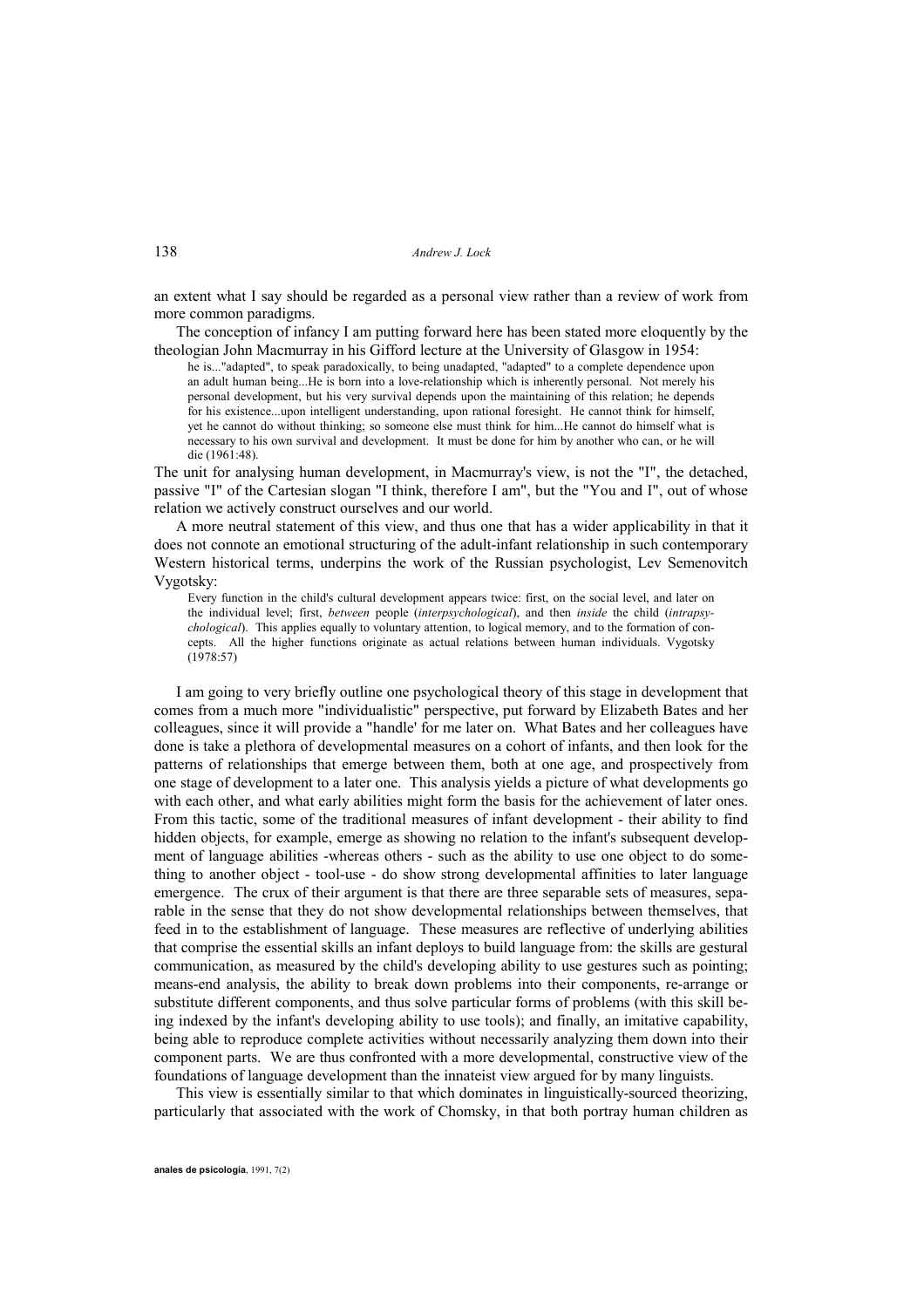an extent what I say should be regarded as a personal view rather than a review of work from more common paradigms.

The conception of infancy I am putting forward here has been stated more eloquently by the theologian John Macmurray in his Gifford lecture at the University of Glasgow in 1954:

> he is..."adapted", to speak paradoxically, to being unadapted, "adapted" to a complete dependence upon an adult human being...He is born into a love-relationship which is inherently personal. Not merely his personal development, but his very survival depends upon the maintaining of this relation; he depends for his existence...upon intelligent understanding, upon rational foresight. He cannot think for himself, yet he cannot do without thinking; so someone else must think for him...He cannot do himself what is necessary to his own survival and development. It must be done for him by another who can, or he will die (1961:48).

The unit for analysing human development, in Macmurray's view, is not the "I", the detached, passive "I" of the Cartesian slogan "I think, therefore I am", but the "You and I", out of whose relation we actively construct ourselves and our world.

A more neutral statement of this view, and thus one that has a wider applicability in that it does not connote an emotional structuring of the adult-infant relationship in such contemporary Western historical terms, underpins the work of the Russian psychologist, Lev Semenovitch Vygotsky:

> Every function in the child's cultural development appears twice: first, on the social level, and later on the individual level; first, *between* people (*interpsychological*), and then *inside* the child (*intrapsychological*). This applies equally to voluntary attention, to logical memory, and to the formation of concepts. All the higher functions originate as actual relations between human individuals. Vygotsky (1978:57)

I am going to very briefly outline one psychological theory of this stage in development that comes from a much more "individualistic" perspective, put forward by Elizabeth Bates and her colleagues, since it will provide a "handle' for me later on. What Bates and her colleagues have done is take a plethora of developmental measures on a cohort of infants, and then look for the patterns of relationships that emerge between them, both at one age, and prospectively from one stage of development to a later one. This analysis yields a picture of what developments go with each other, and what early abilities might form the basis for the achievement of later ones. From this tactic, some of the traditional measures of infant development - their ability to find hidden objects, for example, emerge as showing no relation to the infant's subsequent development of language abilities -whereas others - such as the ability to use one object to do something to another object - tool-use - do show strong developmental affinities to later language emergence. The crux of their argument is that there are three separable sets of measures, separable in the sense that they do not show developmental relationships between themselves, that feed in to the establishment of language. These measures are reflective of underlying abilities that comprise the essential skills an infant deploys to build language from: the skills are gestural communication, as measured by the child's developing ability to use gestures such as pointing; means-end analysis, the ability to break down problems into their components, re-arrange or substitute different components, and thus solve particular forms of problems (with this skill being indexed by the infant's developing ability to use tools); and finally, an imitative capability, being able to reproduce complete activities without necessarily analyzing them down into their component parts. We are thus confronted with a more developmental, constructive view of the foundations of language development than the innateist view argued for by many linguists.

This view is essentially similar to that which dominates in linguistically-sourced theorizing, particularly that associated with the work of Chomsky, in that both portray human children as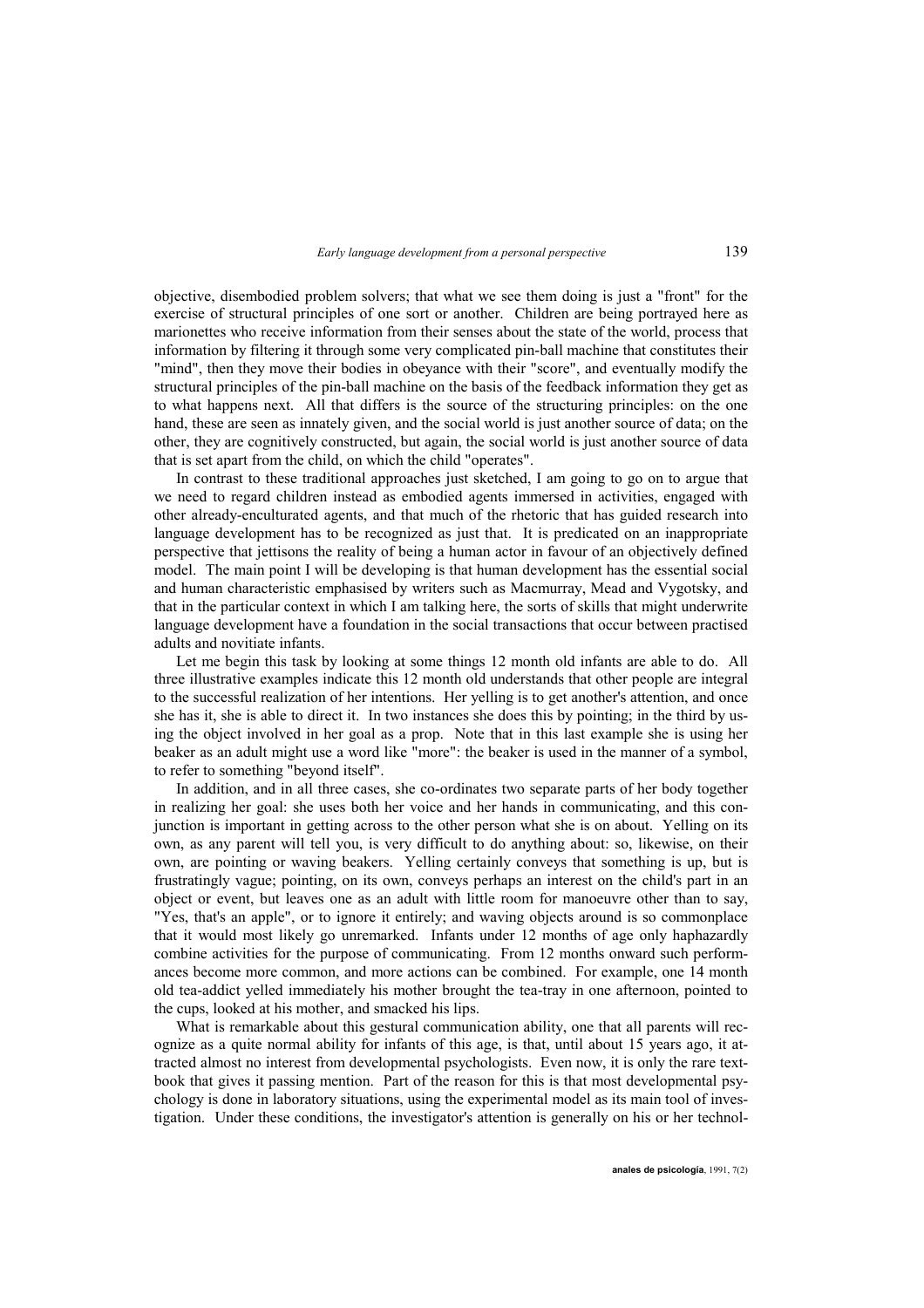objective, disembodied problem solvers; that what we see them doing is just a "front" for the exercise of structural principles of one sort or another. Children are being portrayed here as marionettes who receive information from their senses about the state of the world, process that information by filtering it through some very complicated pin-ball machine that constitutes their "mind", then they move their bodies in obeyance with their "score", and eventually modify the structural principles of the pin-ball machine on the basis of the feedback information they get as to what happens next. All that differs is the source of the structuring principles: on the one hand, these are seen as innately given, and the social world is just another source of data; on the other, they are cognitively constructed, but again, the social world is just another source of data that is set apart from the child, on which the child "operates".

In contrast to these traditional approaches just sketched, I am going to go on to argue that we need to regard children instead as embodied agents immersed in activities, engaged with other already-enculturated agents, and that much of the rhetoric that has guided research into language development has to be recognized as just that. It is predicated on an inappropriate perspective that jettisons the reality of being a human actor in favour of an objectively defined model. The main point I will be developing is that human development has the essential social and human characteristic emphasised by writers such as Macmurray, Mead and Vygotsky, and that in the particular context in which I am talking here, the sorts of skills that might underwrite language development have a foundation in the social transactions that occur between practised adults and novitiate infants.

Let me begin this task by looking at some things 12 month old infants are able to do. All three illustrative examples indicate this 12 month old understands that other people are integral to the successful realization of her intentions. Her yelling is to get another's attention, and once she has it, she is able to direct it. In two instances she does this by pointing; in the third by using the object involved in her goal as a prop. Note that in this last example she is using her beaker as an adult might use a word like "more": the beaker is used in the manner of a symbol, to refer to something "beyond itself".

In addition, and in all three cases, she co-ordinates two separate parts of her body together in realizing her goal: she uses both her voice and her hands in communicating, and this conjunction is important in getting across to the other person what she is on about. Yelling on its own, as any parent will tell you, is very difficult to do anything about: so, likewise, on their own, are pointing or waving beakers. Yelling certainly conveys that something is up, but is frustratingly vague; pointing, on its own, conveys perhaps an interest on the child's part in an object or event, but leaves one as an adult with little room for manoeuvre other than to say, "Yes, that's an apple", or to ignore it entirely; and waving objects around is so commonplace that it would most likely go unremarked. Infants under 12 months of age only haphazardly combine activities for the purpose of communicating. From 12 months onward such performances become more common, and more actions can be combined. For example, one 14 month old tea-addict yelled immediately his mother brought the tea-tray in one afternoon, pointed to the cups, looked at his mother, and smacked his lips.

What is remarkable about this gestural communication ability, one that all parents will recognize as a quite normal ability for infants of this age, is that, until about 15 years ago, it attracted almost no interest from developmental psychologists. Even now, it is only the rare textbook that gives it passing mention. Part of the reason for this is that most developmental psychology is done in laboratory situations, using the experimental model as its main tool of investigation. Under these conditions, the investigator's attention is generally on his or her technol-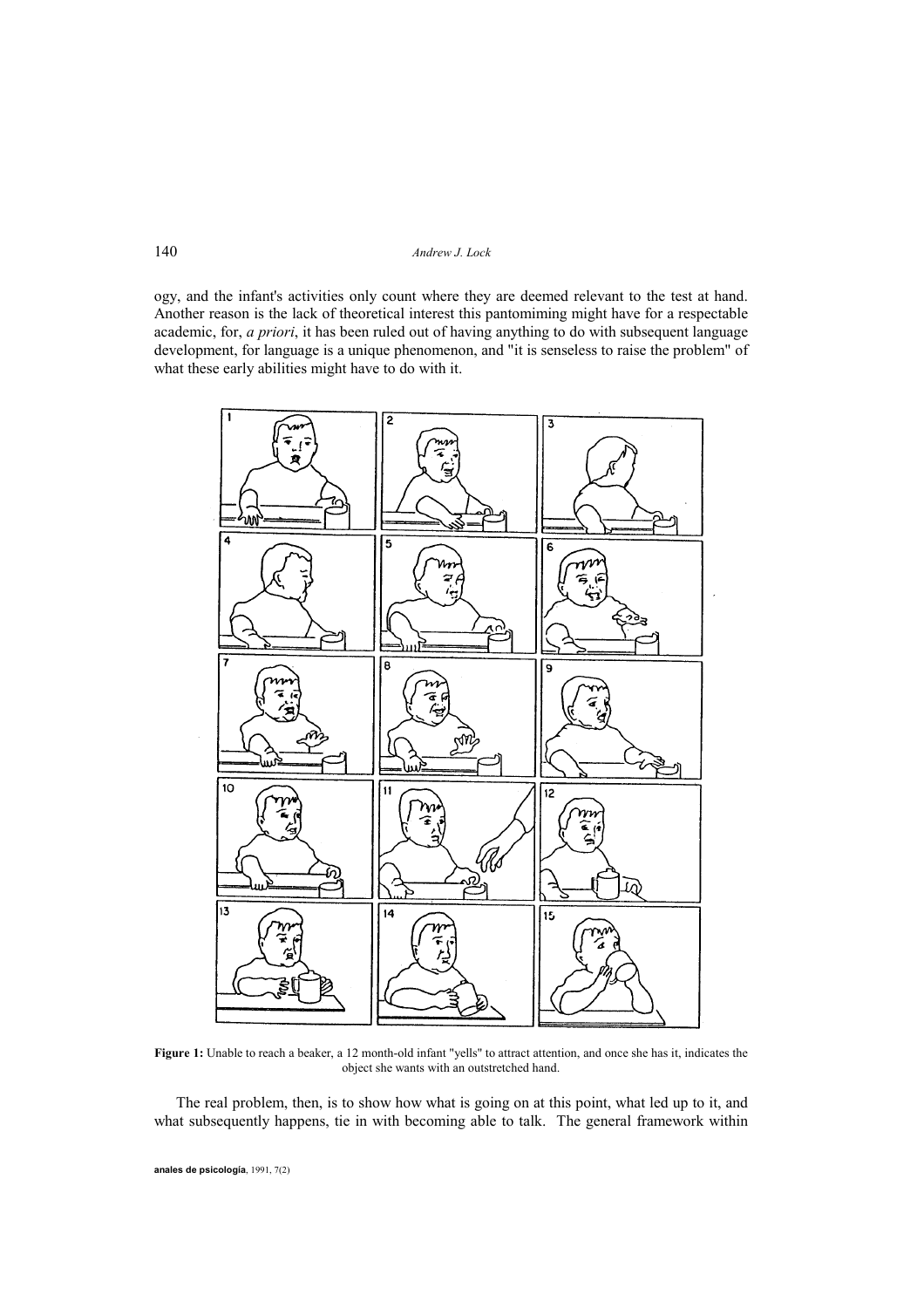ogy, and the infant's activities only count where they are deemed relevant to the test at hand. Another reason is the lack of theoretical interest this pantomiming might have for a respectable academic, for, *a priori*, it has been ruled out of having anything to do with subsequent language development, for language is a unique phenomenon, and "it is senseless to raise the problem" of what these early abilities might have to do with it.

**Figure 1:** Unable to reach a beaker, a 12 month-old infant "yells" to attract attention, and once she has it, indicates the object she wants with an outstretched hand.

The real problem, then, is to show how what is going on at this point, what led up to it, and what subsequently happens, tie in with becoming able to talk. The general framework within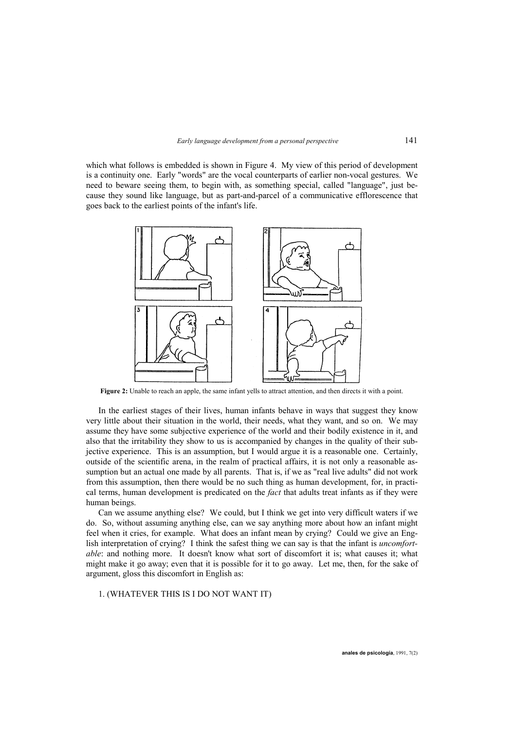which what follows is embedded is shown in Figure 4. My view of this period of development is a continuity one. Early "words" are the vocal counterparts of earlier non-vocal gestures. We need to beware seeing them, to begin with, as something special, called "language", just because they sound like language, but as part-and-parcel of a communicative efflorescence that goes back to the earliest points of the infant's life.

**Figure 2:** Unable to reach an apple, the same infant yells to attract attention, and then directs it with a point.

In the earliest stages of their lives, human infants behave in ways that suggest they know very little about their situation in the world, their needs, what they want, and so on. We may assume they have some subjective experience of the world and their bodily existence in it, and also that the irritability they show to us is accompanied by changes in the quality of their subjective experience. This is an assumption, but I would argue it is a reasonable one. Certainly, outside of the scientific arena, in the realm of practical affairs, it is not only a reasonable assumption but an actual one made by all parents. That is, if we as "real live adults" did not work from this assumption, then there would be no such thing as human development, for, in practical terms, human development is predicated on the *fact* that adults treat infants as if they were human beings.

Can we assume anything else? We could, but I think we get into very difficult waters if we do. So, without assuming anything else, can we say anything more about how an infant might feel when it cries, for example. What does an infant mean by crying? Could we give an English interpretation of crying? I think the safest thing we can say is that the infant is *uncomfortable*: and nothing more. It doesn't know what sort of discomfort it is; what causes it; what might make it go away; even that it is possible for it to go away. Let me, then, for the sake of argument, gloss this discomfort in English as:

1. (WHATEVER THIS IS I DO NOT WANT IT)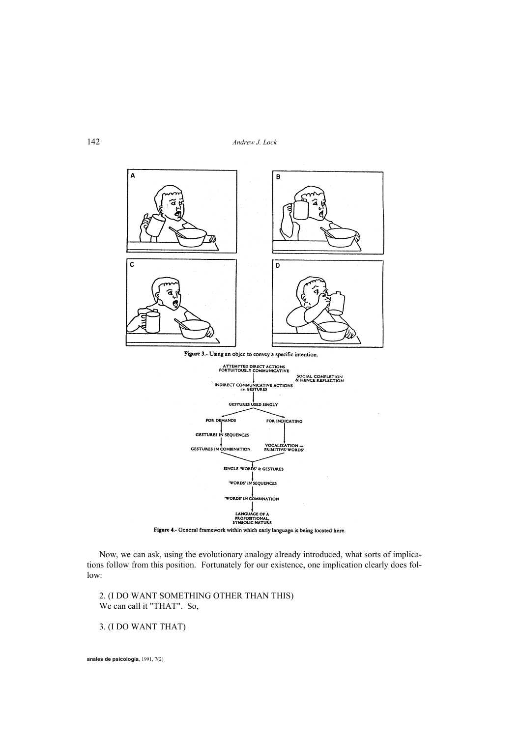Figure 3.- Using an objec to convey a specific intention.

ATTEMPTED DIRECT ACTIONS FORTUITOUSLY COMMUNICATIVE

SOCIAL COMPLETION & HENCE REFLECTION

INDIRECT COMMUNICATIVE ACTIONS i.e. GESTURES

GESTURES USED SINGLY

FOR DEMANDS

FOR INDICATING

GESTURES IN SEQUENCES

GESTURES IN COMBINATION

VOCALIZATION — PRIMITIVE 'WORDS'

SINGLE 'WORDS' & GESTURES

'WORDS' IN SEQUENCES

'WORDS' IN COMBINATION

LANGUAGE OF A PROPOSITIONAL, SYMBOLIC NATURE

Figure 4.- General framework within which early language is being located here.

Now, we can ask, using the evolutionary analogy already introduced, what sorts of implications follow from this position. Fortunately for our existence, one implication clearly does follow:

2. (I DO WANT SOMETHING OTHER THAN THIS)
We can call it "THAT". So,

3. (I DO WANT THAT)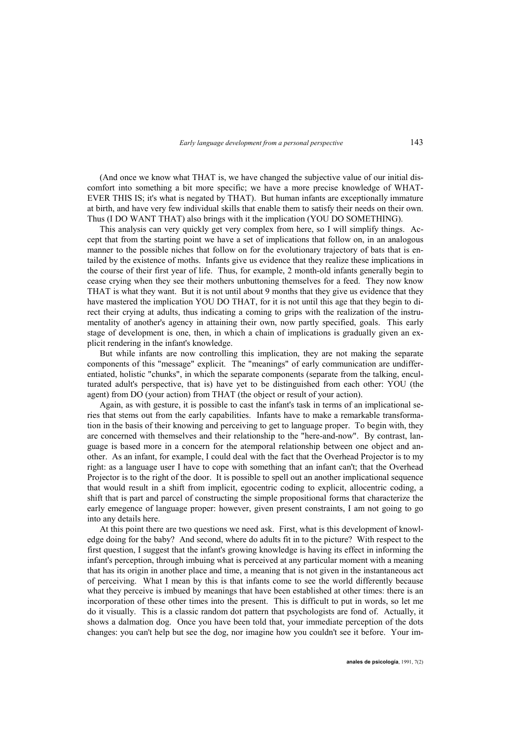(And once we know what THAT is, we have changed the subjective value of our initial discomfort into something a bit more specific; we have a more precise knowledge of WHATEVER THIS IS; it's what is negated by THAT). But human infants are exceptionally immature at birth, and have very few individual skills that enable them to satisfy their needs on their own. Thus (I DO WANT THAT) also brings with it the implication (YOU DO SOMETHING).

This analysis can very quickly get very complex from here, so I will simplify things. Accept that from the starting point we have a set of implications that follow on, in an analogous manner to the possible niches that follow on for the evolutionary trajectory of bats that is entailed by the existence of moths. Infants give us evidence that they realize these implications in the course of their first year of life. Thus, for example, 2 month-old infants generally begin to cease crying when they see their mothers unbuttoning themselves for a feed. They now know THAT is what they want. But it is not until about 9 months that they give us evidence that they have mastered the implication YOU DO THAT, for it is not until this age that they begin to direct their crying at adults, thus indicating a coming to grips with the realization of the instrumentality of another's agency in attaining their own, now partly specified, goals. This early stage of development is one, then, in which a chain of implications is gradually given an explicit rendering in the infant's knowledge.

But while infants are now controlling this implication, they are not making the separate components of this "message" explicit. The "meanings" of early communication are undifferentiated, holistic "chunks", in which the separate components (separate from the talking, enculturated adult's perspective, that is) have yet to be distinguished from each other: YOU (the agent) from DO (your action) from THAT (the object or result of your action).

Again, as with gesture, it is possible to cast the infant's task in terms of an implicational series that stems out from the early capabilities. Infants have to make a remarkable transformation in the basis of their knowing and perceiving to get to language proper. To begin with, they are concerned with themselves and their relationship to the "here-and-now". By contrast, language is based more in a concern for the atemporal relationship between one object and another. As an infant, for example, I could deal with the fact that the Overhead Projector is to my right: as a language user I have to cope with something that an infant can't; that the Overhead Projector is to the right of the door. It is possible to spell out an another implicational sequence that would result in a shift from implicit, egocentric coding to explicit, allocentric coding, a shift that is part and parcel of constructing the simple propositional forms that characterize the early emegence of language proper: however, given present constraints, I am not going to go into any details here.

At this point there are two questions we need ask. First, what is this development of knowledge doing for the baby? And second, where do adults fit in to the picture? With respect to the first question, I suggest that the infant's growing knowledge is having its effect in informing the infant's perception, through imbuing what is perceived at any particular moment with a meaning that has its origin in another place and time, a meaning that is not given in the instantaneous act of perceiving. What I mean by this is that infants come to see the world differently because what they perceive is imbued by meanings that have been established at other times: there is an incorporation of these other times into the present. This is difficult to put in words, so let me do it visually. This is a classic random dot pattern that psychologists are fond of. Actually, it shows a dalmation dog. Once you have been told that, your immediate perception of the dots changes: you can't help but see the dog, nor imagine how you couldn't see it before. Your im-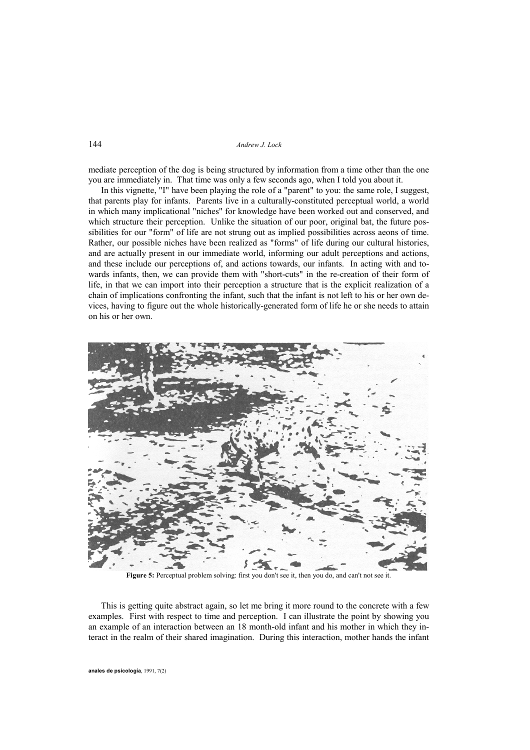mediate perception of the dog is being structured by information from a time other than the one you are immediately in. That time was only a few seconds ago, when I told you about it.

In this vignette, "I" have been playing the role of a "parent" to you: the same role, I suggest, that parents play for infants. Parents live in a culturally-constituted perceptual world, a world in which many implicational "niches" for knowledge have been worked out and conserved, and which structure their perception. Unlike the situation of our poor, original bat, the future possibilities for our "form" of life are not strung out as implied possibilities across aeons of time. Rather, our possible niches have been realized as "forms" of life during our cultural histories, and are actually present in our immediate world, informing our adult perceptions and actions, and these include our perceptions of, and actions towards, our infants. In acting with and towards infants, then, we can provide them with "short-cuts" in the re-creation of their form of life, in that we can import into their perception a structure that is the explicit realization of a chain of implications confronting the infant, such that the infant is not left to his or her own devices, having to figure out the whole historically-generated form of life he or she needs to attain on his or her own.

**Figure 5:** Perceptual problem solving: first you don't see it, then you do, and can't not see it.

This is getting quite abstract again, so let me bring it more round to the concrete with a few examples. First with respect to time and perception. I can illustrate the point by showing you an example of an interaction between an 18 month-old infant and his mother in which they interact in the realm of their shared imagination. During this interaction, mother hands the infant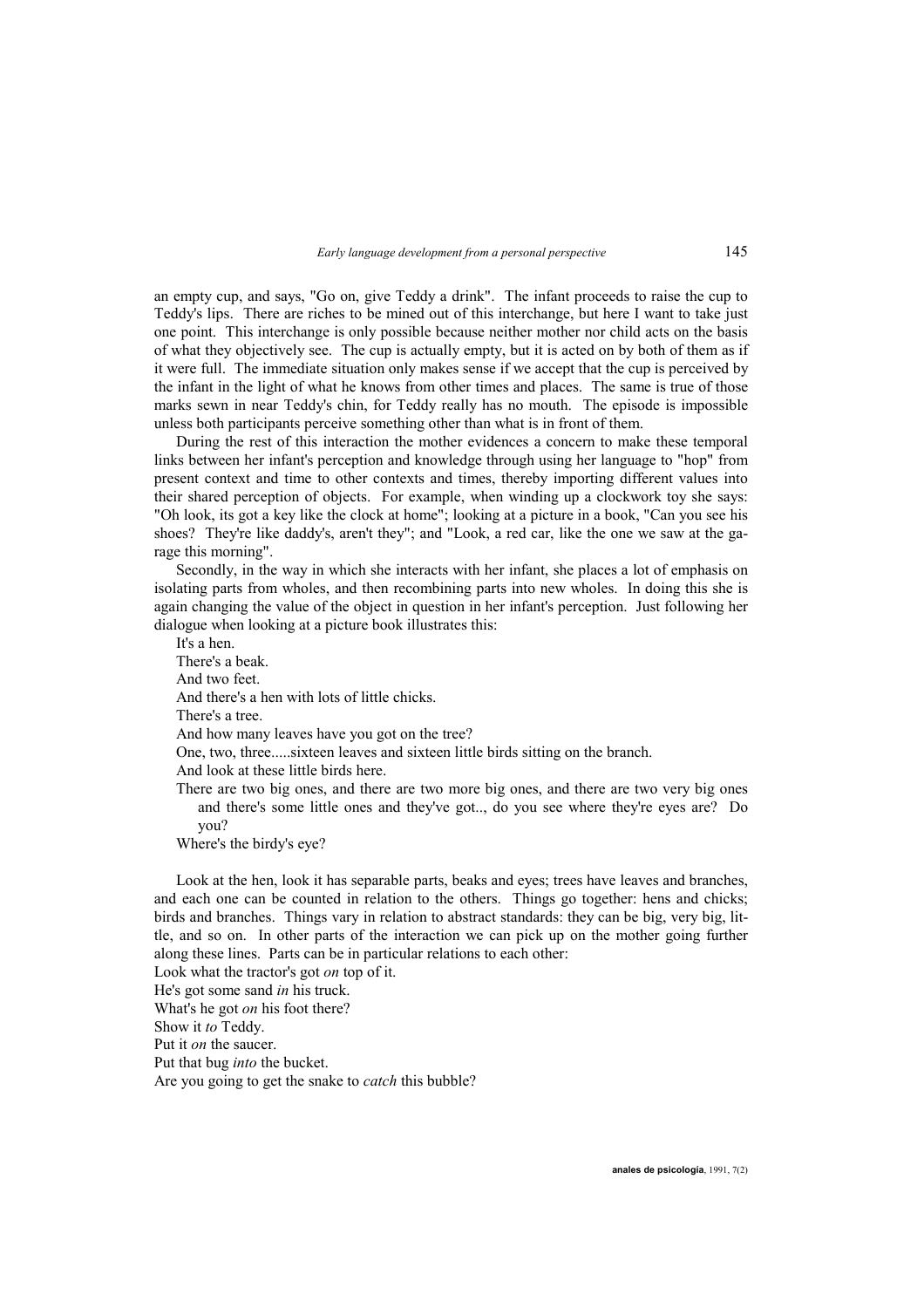an empty cup, and says, "Go on, give Teddy a drink". The infant proceeds to raise the cup to Teddy's lips. There are riches to be mined out of this interchange, but here I want to take just one point. This interchange is only possible because neither mother nor child acts on the basis of what they objectively see. The cup is actually empty, but it is acted on by both of them as if it were full. The immediate situation only makes sense if we accept that the cup is perceived by the infant in the light of what he knows from other times and places. The same is true of those marks sewn in near Teddy's chin, for Teddy really has no mouth. The episode is impossible unless both participants perceive something other than what is in front of them.

During the rest of this interaction the mother evidences a concern to make these temporal links between her infant's perception and knowledge through using her language to "hop" from present context and time to other contexts and times, thereby importing different values into their shared perception of objects. For example, when winding up a clockwork toy she says: "Oh look, its got a key like the clock at home"; looking at a picture in a book, "Can you see his shoes? They're like daddy's, aren't they"; and "Look, a red car, like the one we saw at the garage this morning".

Secondly, in the way in which she interacts with her infant, she places a lot of emphasis on isolating parts from wholes, and then recombining parts into new wholes. In doing this she is again changing the value of the object in question in her infant's perception. Just following her dialogue when looking at a picture book illustrates this:

It's a hen.  
There's a beak.  
And two feet.  
And there's a hen with lots of little chicks.  
There's a tree.  
And how many leaves have you got on the tree?  
One, two, three.....sixteen leaves and sixteen little birds sitting on the branch.  
And look at these little birds here.  
There are two big ones, and there are two more big ones, and there are two very big ones and there's some little ones and they've got.., do you see where they're eyes are? Do you?  
Where's the birdy's eye?

Look at the hen, look it has separable parts, beaks and eyes; trees have leaves and branches, and each one can be counted in relation to the others. Things go together: hens and chicks; birds and branches. Things vary in relation to abstract standards: they can be big, very big, little, and so on. In other parts of the interaction we can pick up on the mother going further along these lines. Parts can be in particular relations to each other:

Look what the tractor's got *on* top of it.  
He's got some sand *in* his truck.  
What's he got *on* his foot there?  
Show it *to* Teddy.  
Put it *on* the saucer.  
Put that bug *into* the bucket.  
Are you going to get the snake to *catch* this bubble?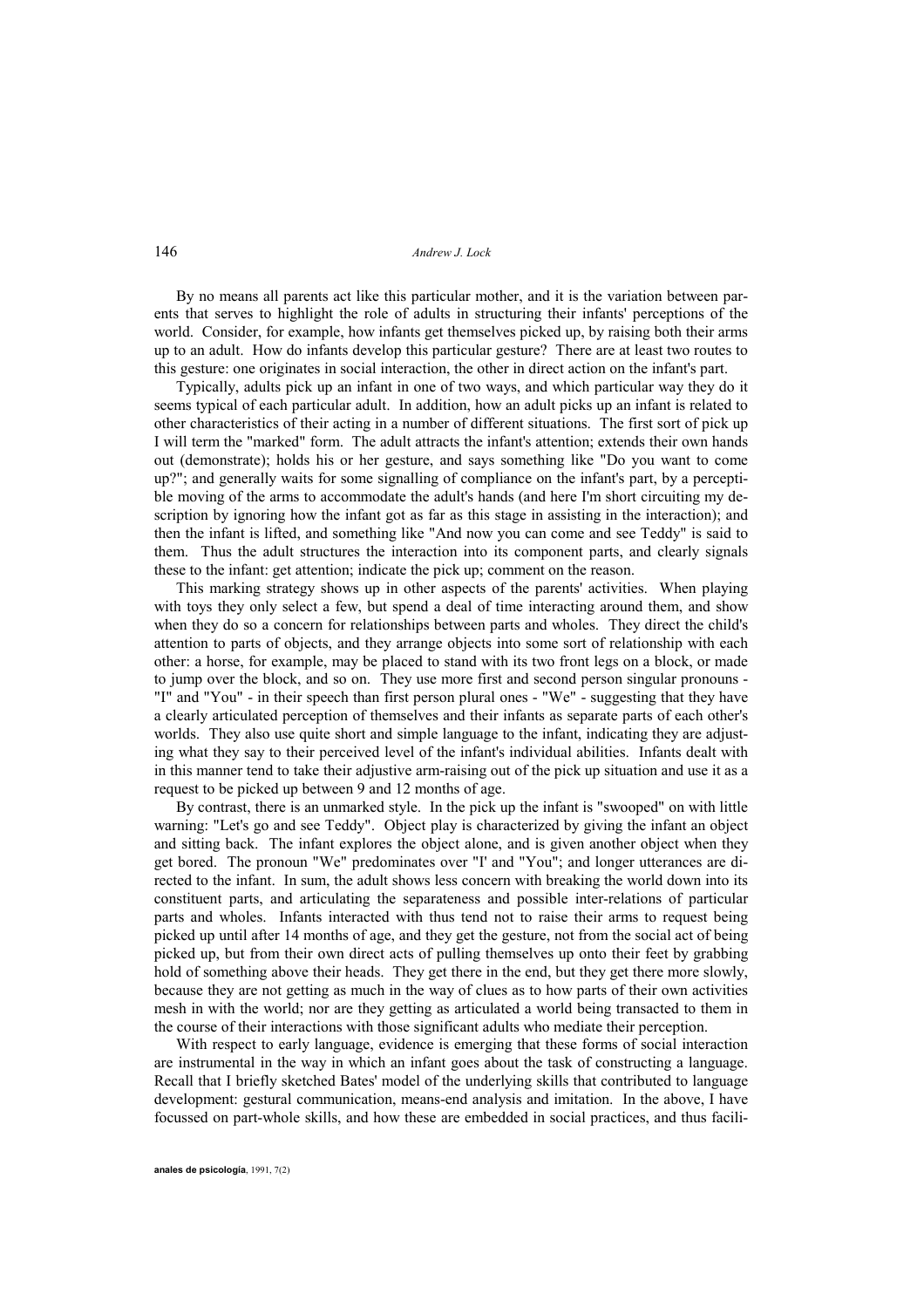By no means all parents act like this particular mother, and it is the variation between parents that serves to highlight the role of adults in structuring their infants' perceptions of the world. Consider, for example, how infants get themselves picked up, by raising both their arms up to an adult. How do infants develop this particular gesture? There are at least two routes to this gesture: one originates in social interaction, the other in direct action on the infant's part.

Typically, adults pick up an infant in one of two ways, and which particular way they do it seems typical of each particular adult. In addition, how an adult picks up an infant is related to other characteristics of their acting in a number of different situations. The first sort of pick up I will term the "marked" form. The adult attracts the infant's attention; extends their own hands out (demonstrate); holds his or her gesture, and says something like "Do you want to come up?"; and generally waits for some signalling of compliance on the infant's part, by a perceptible moving of the arms to accommodate the adult's hands (and here I'm short circuiting my description by ignoring how the infant got as far as this stage in assisting in the interaction); and then the infant is lifted, and something like "And now you can come and see Teddy" is said to them. Thus the adult structures the interaction into its component parts, and clearly signals these to the infant: get attention; indicate the pick up; comment on the reason.

This marking strategy shows up in other aspects of the parents' activities. When playing with toys they only select a few, but spend a deal of time interacting around them, and show when they do so a concern for relationships between parts and wholes. They direct the child's attention to parts of objects, and they arrange objects into some sort of relationship with each other: a horse, for example, may be placed to stand with its two front legs on a block, or made to jump over the block, and so on. They use more first and second person singular pronouns - "I" and "You" - in their speech than first person plural ones - "We" - suggesting that they have a clearly articulated perception of themselves and their infants as separate parts of each other's worlds. They also use quite short and simple language to the infant, indicating they are adjusting what they say to their perceived level of the infant's individual abilities. Infants dealt with in this manner tend to take their adjustive arm-raising out of the pick up situation and use it as a request to be picked up between 9 and 12 months of age.

By contrast, there is an unmarked style. In the pick up the infant is "swooped" on with little warning: "Let's go and see Teddy". Object play is characterized by giving the infant an object and sitting back. The infant explores the object alone, and is given another object when they get bored. The pronoun "We" predominates over "I' and "You"; and longer utterances are directed to the infant. In sum, the adult shows less concern with breaking the world down into its constituent parts, and articulating the separateness and possible inter-relations of particular parts and wholes. Infants interacted with thus tend not to raise their arms to request being picked up until after 14 months of age, and they get the gesture, not from the social act of being picked up, but from their own direct acts of pulling themselves up onto their feet by grabbing hold of something above their heads. They get there in the end, but they get there more slowly, because they are not getting as much in the way of clues as to how parts of their own activities mesh in with the world; nor are they getting as articulated a world being transacted to them in the course of their interactions with those significant adults who mediate their perception.

With respect to early language, evidence is emerging that these forms of social interaction are instrumental in the way in which an infant goes about the task of constructing a language. Recall that I briefly sketched Bates' model of the underlying skills that contributed to language development: gestural communication, means-end analysis and imitation. In the above, I have focussed on part-whole skills, and how these are embedded in social practices, and thus facili-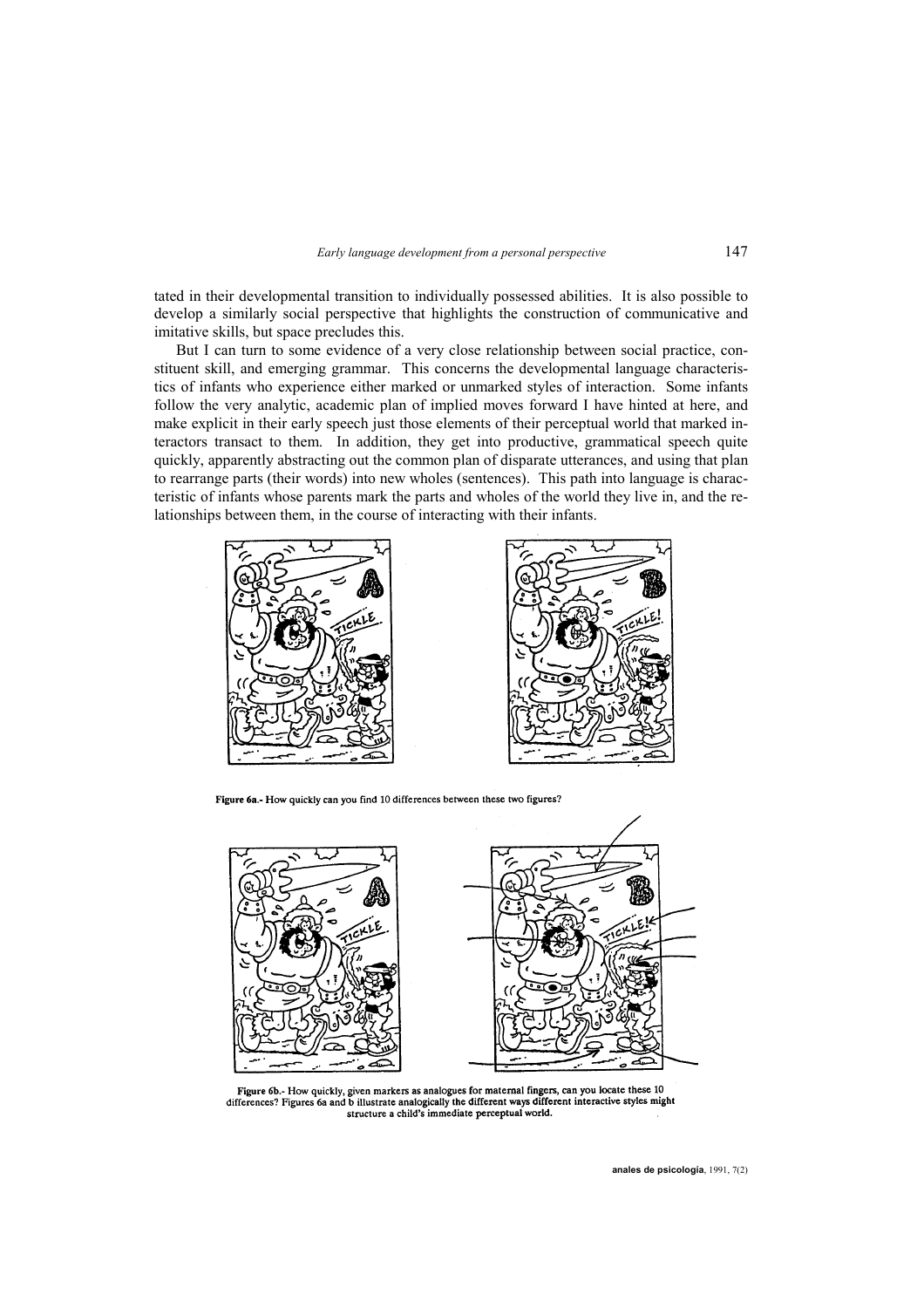tated in their developmental transition to individually possessed abilities. It is also possible to develop a similarly social perspective that highlights the construction of communicative and imitative skills, but space precludes this.

But I can turn to some evidence of a very close relationship between social practice, constituent skill, and emerging grammar. This concerns the developmental language characteristics of infants who experience either marked or unmarked styles of interaction. Some infants follow the very analytic, academic plan of implied moves forward I have hinted at here, and make explicit in their early speech just those elements of their perceptual world that marked interactors transact to them. In addition, they get into productive, grammatical speech quite quickly, apparently abstracting out the common plan of disparate utterances, and using that plan to rearrange parts (their words) into new wholes (sentences). This path into language is characteristic of infants whose parents mark the parts and wholes of the world they live in, and the relationships between them, in the course of interacting with their infants.

**Figure 6a.-** How quickly can you find 10 differences between these two figures?

**Figure 6b.-** How quickly, given markers as analogues for maternal fingers, can you locate these 10 differences? Figures 6a and b illustrate analogically the different ways different interactive styles might structure a child's immediate perceptual world.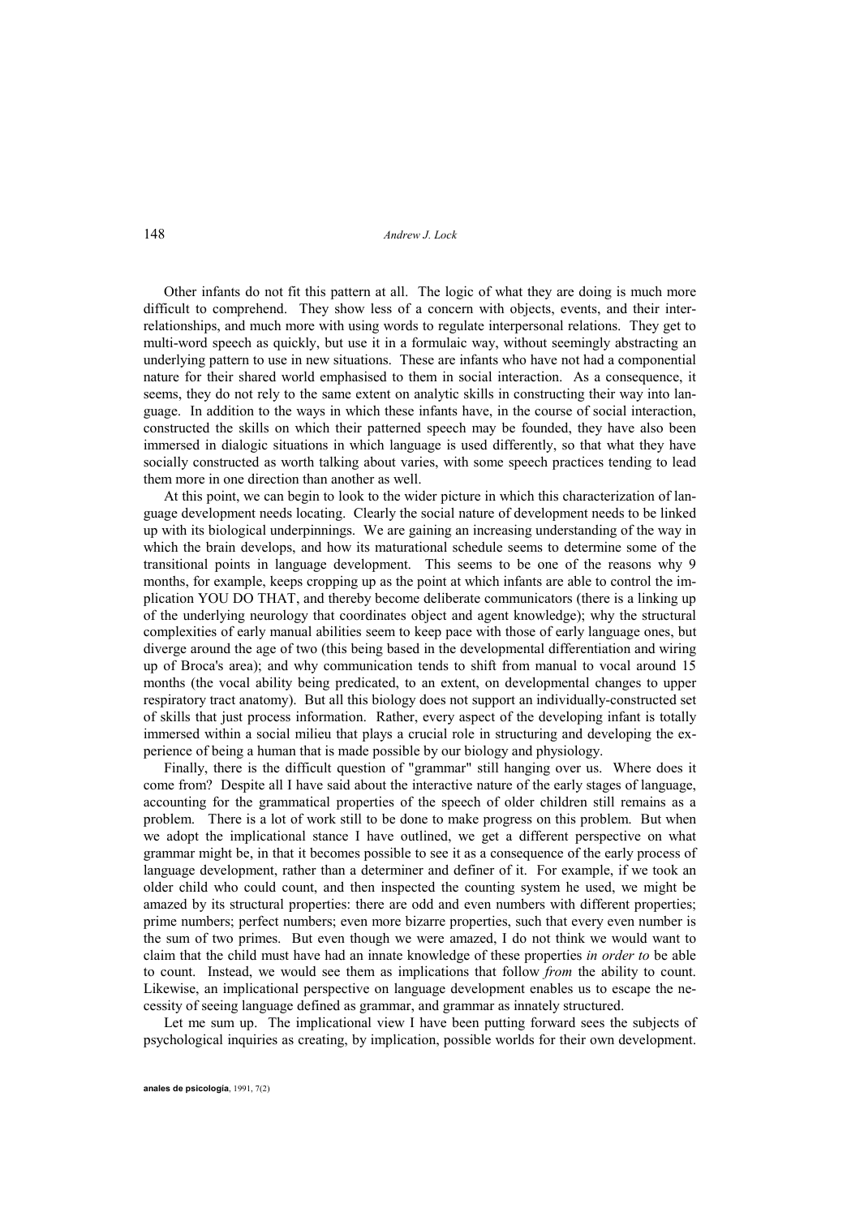Other infants do not fit this pattern at all. The logic of what they are doing is much more difficult to comprehend. They show less of a concern with objects, events, and their interrelationships, and much more with using words to regulate interpersonal relations. They get to multi-word speech as quickly, but use it in a formulaic way, without seemingly abstracting an underlying pattern to use in new situations. These are infants who have not had a componential nature for their shared world emphasised to them in social interaction. As a consequence, it seems, they do not rely to the same extent on analytic skills in constructing their way into language. In addition to the ways in which these infants have, in the course of social interaction, constructed the skills on which their patterned speech may be founded, they have also been immersed in dialogic situations in which language is used differently, so that what they have socially constructed as worth talking about varies, with some speech practices tending to lead them more in one direction than another as well.

At this point, we can begin to look to the wider picture in which this characterization of language development needs locating. Clearly the social nature of development needs to be linked up with its biological underpinnings. We are gaining an increasing understanding of the way in which the brain develops, and how its maturational schedule seems to determine some of the transitional points in language development. This seems to be one of the reasons why 9 months, for example, keeps cropping up as the point at which infants are able to control the implication YOU DO THAT, and thereby become deliberate communicators (there is a linking up of the underlying neurology that coordinates object and agent knowledge); why the structural complexities of early manual abilities seem to keep pace with those of early language ones, but diverge around the age of two (this being based in the developmental differentiation and wiring up of Broca's area); and why communication tends to shift from manual to vocal around 15 months (the vocal ability being predicated, to an extent, on developmental changes to upper respiratory tract anatomy). But all this biology does not support an individually-constructed set of skills that just process information. Rather, every aspect of the developing infant is totally immersed within a social milieu that plays a crucial role in structuring and developing the experience of being a human that is made possible by our biology and physiology.

Finally, there is the difficult question of "grammar" still hanging over us. Where does it come from? Despite all I have said about the interactive nature of the early stages of language, accounting for the grammatical properties of the speech of older children still remains as a problem. There is a lot of work still to be done to make progress on this problem. But when we adopt the implicational stance I have outlined, we get a different perspective on what grammar might be, in that it becomes possible to see it as a consequence of the early process of language development, rather than a determiner and definer of it. For example, if we took an older child who could count, and then inspected the counting system he used, we might be amazed by its structural properties: there are odd and even numbers with different properties; prime numbers; perfect numbers; even more bizarre properties, such that every even number is the sum of two primes. But even though we were amazed, I do not think we would want to claim that the child must have had an innate knowledge of these properties *in order to* be able to count. Instead, we would see them as implications that follow *from* the ability to count. Likewise, an implicational perspective on language development enables us to escape the necessity of seeing language defined as grammar, and grammar as innately structured.

Let me sum up. The implicational view I have been putting forward sees the subjects of psychological inquiries as creating, by implication, possible worlds for their own development.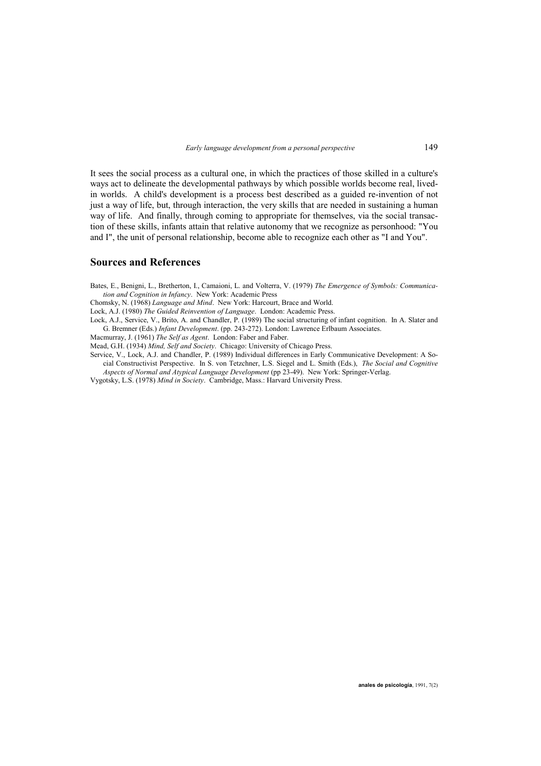It sees the social process as a cultural one, in which the practices of those skilled in a culture's ways act to delineate the developmental pathways by which possible worlds become real, lived-in worlds. A child's development is a process best described as a guided re-invention of not just a way of life, but, through interaction, the very skills that are needed in sustaining a human way of life. And finally, through coming to appropriate for themselves, via the social transaction of these skills, infants attain that relative autonomy that we recognize as personhood: "You and I", the unit of personal relationship, become able to recognize each other as "I and You".

## Sources and References

Bates, E., Benigni, L., Bretherton, I., Camaioni, L. and Volterra, V. (1979) *The Emergence of Symbols: Communication and Cognition in Infancy*. New York: Academic Press

Chomsky, N. (1968) *Language and Mind*. New York: Harcourt, Brace and World.

Lock, A.J. (1980) *The Guided Reinvention of Language*. London: Academic Press.

Lock, A.J., Service, V., Brito, A. and Chandler, P. (1989) The social structuring of infant cognition. In A. Slater and G. Bremner (Eds.) *Infant Development*. (pp. 243-272). London: Lawrence Erlbaum Associates.

Macmurray, J. (1961) *The Self as Agent*. London: Faber and Faber.

Mead, G.H. (1934) *Mind, Self and Society*. Chicago: University of Chicago Press.

Service, V., Lock, A.J. and Chandler, P. (1989) Individual differences in Early Communicative Development: A Social Constructivist Perspective. In S. von Tetzchner, L.S. Siegel and L. Smith (Eds.), *The Social and Cognitive Aspects of Normal and Atypical Language Development* (pp 23-49). New York: Springer-Verlag.

Vygotsky, L.S. (1978) *Mind in Society*. Cambridge, Mass.: Harvard University Press.